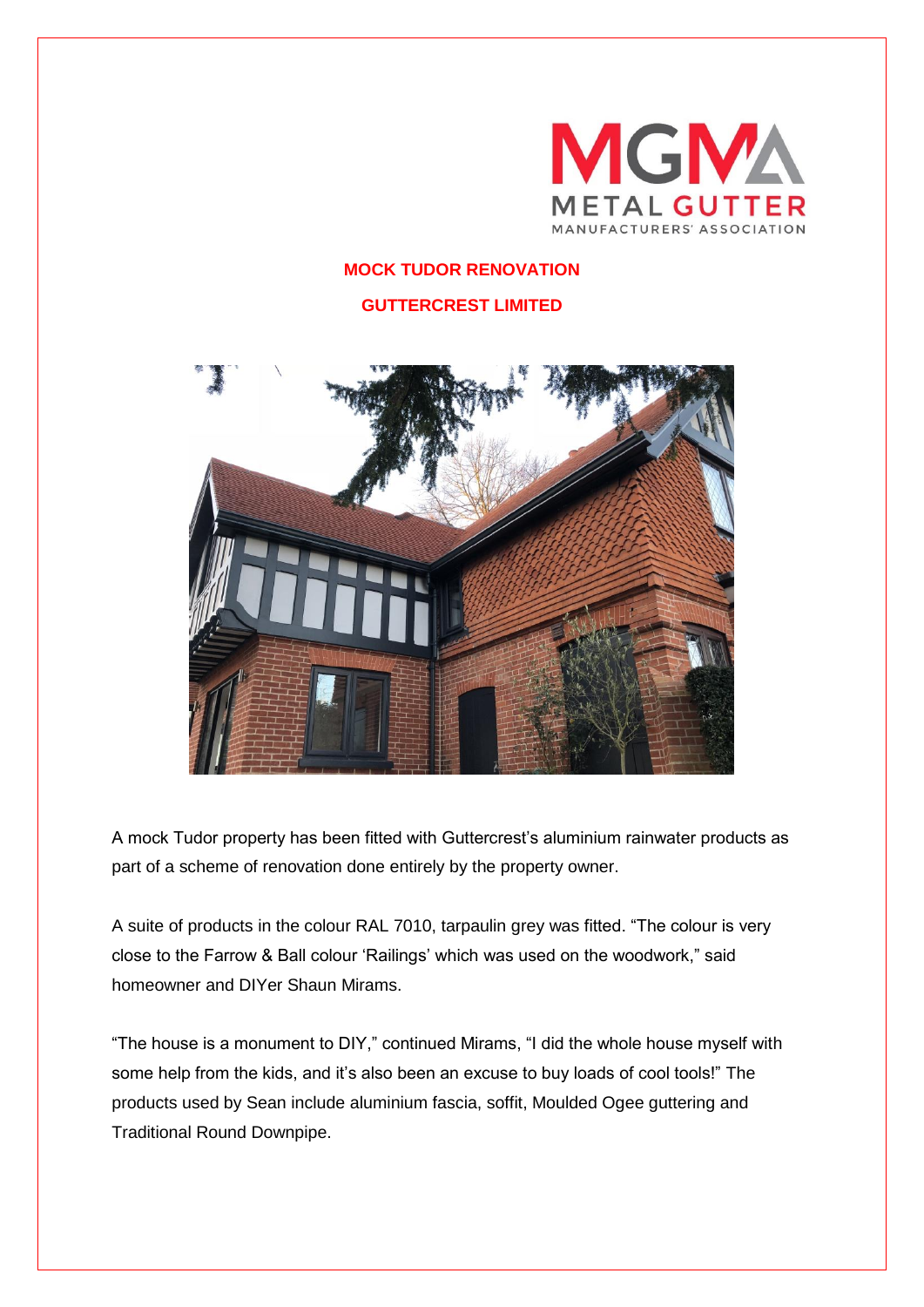**MOCK TUDOR RENOVATION**

**GUTTERCREST LIMITED**

A mock Tudor property has been fitted with Guttercrest's aluminium rainwater products as part of a scheme of renovation done entirely by the property owner.

A suite of products in the colour RAL 7010, tarpaulin grey was fitted. "The colour is very close to the Farrow & Ball colour 'Railings' which was used on the woodwork," said homeowner and DIYer Shaun Mirams.

"The house is a monument to DIY," continued Mirams, "I did the whole house myself with some help from the kids, and it's also been an excuse to buy loads of cool tools!" The products used by Sean include aluminium fascia, soffit, Moulded Ogee guttering and Traditional Round Downpipe.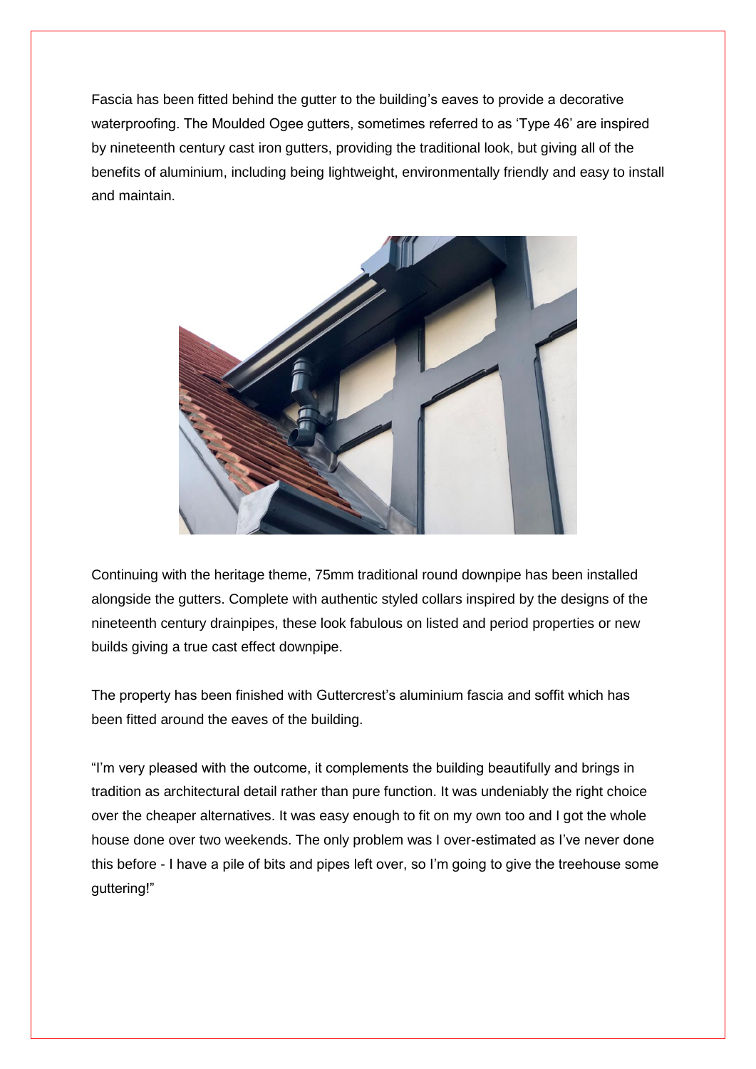Fascia has been fitted behind the gutter to the building's eaves to provide a decorative waterproofing. The Moulded Ogee gutters, sometimes referred to as 'Type 46' are inspired by nineteenth century cast iron gutters, providing the traditional look, but giving all of the benefits of aluminium, including being lightweight, environmentally friendly and easy to install and maintain.

Continuing with the heritage theme, 75mm traditional round downpipe has been installed alongside the gutters. Complete with authentic styled collars inspired by the designs of the nineteenth century drainpipes, these look fabulous on listed and period properties or new builds giving a true cast effect downpipe.

The property has been finished with Guttercrest's aluminium fascia and soffit which has been fitted around the eaves of the building.

"I'm very pleased with the outcome, it complements the building beautifully and brings in tradition as architectural detail rather than pure function. It was undeniably the right choice over the cheaper alternatives. It was easy enough to fit on my own too and I got the whole house done over two weekends. The only problem was I over-estimated as I've never done this before - I have a pile of bits and pipes left over, so I'm going to give the treehouse some guttering!"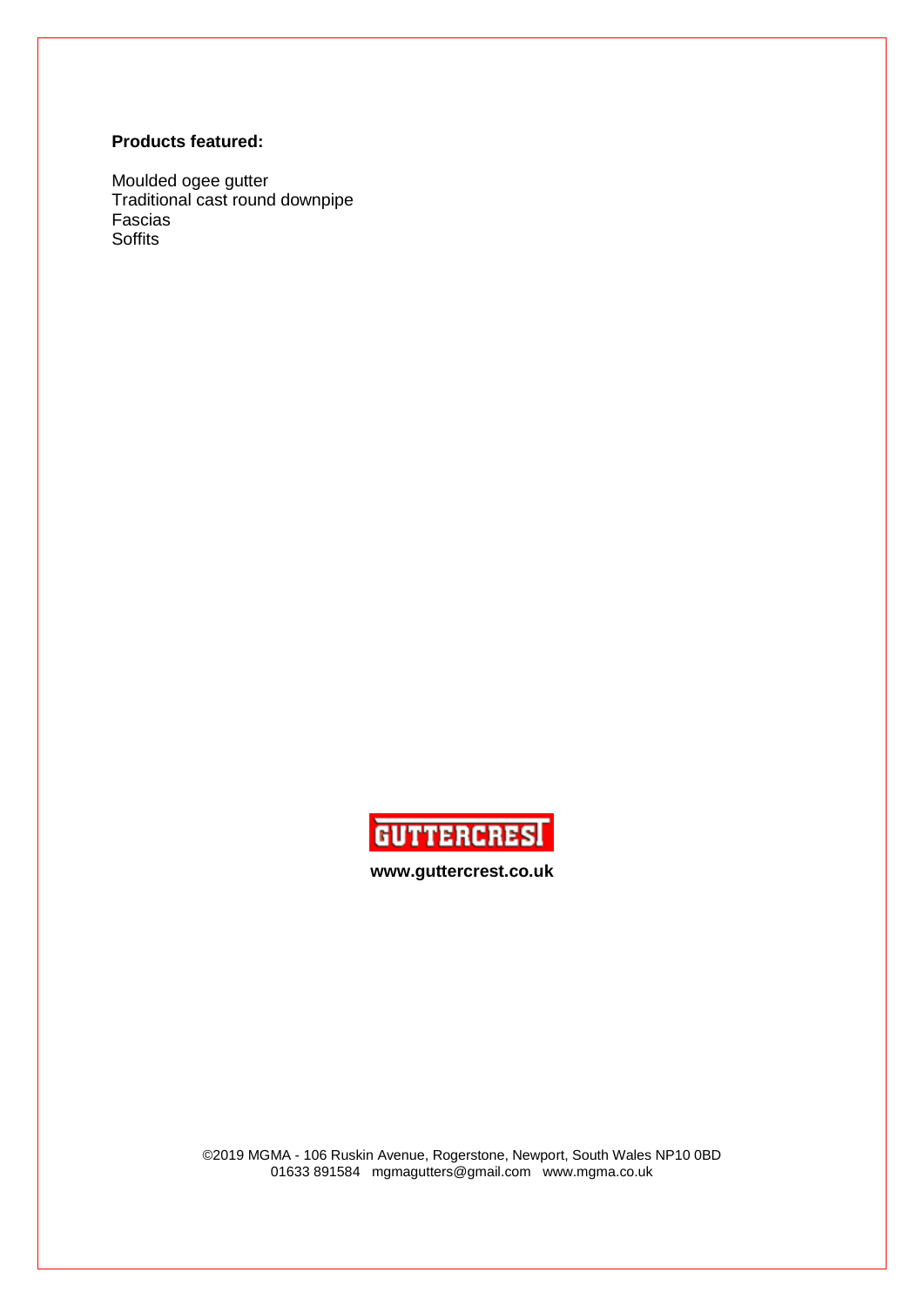**Products featured:**

Moulded ogee gutter
Traditional cast round downpipe
Fascias
Soffits

GUTTERCREST

**www.guttercrest.co.uk**

©2019 MGMA - 106 Ruskin Avenue, Rogerstone, Newport, South Wales NP10 0BD
01633 891584 mgmagutters@gmail.com www.mgma.co.uk